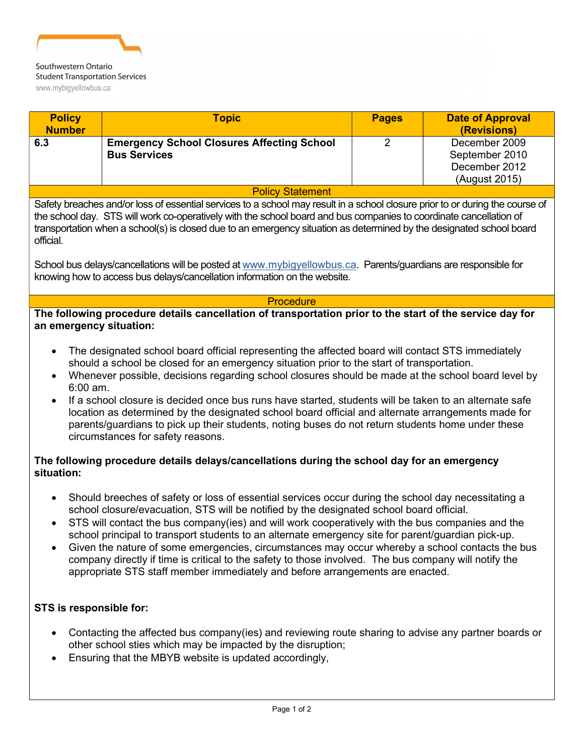Southwestern Ontario
Student Transportation Services
www.mybigyellowbus.ca

| Policy Number | Topic | Pages | Date of Approval (Revisions) |
|---|---|---|---|
| **6.3** | **Emergency School Closures Affecting School Bus Services** | 2 | December 2009<br>September 2010<br>December 2012<br>(August 2015) |

## Policy Statement

Safety breaches and/or loss of essential services to a school may result in a school closure prior to or during the course of the school day. STS will work co-operatively with the school board and bus companies to coordinate cancellation of transportation when a school(s) is closed due to an emergency situation as determined by the designated school board official.

School bus delays/cancellations will be posted at www.mybigyellowbus.ca. Parents/guardians are responsible for knowing how to access bus delays/cancellation information on the website.

## Procedure

**The following procedure details cancellation of transportation prior to the start of the service day for an emergency situation:**

- The designated school board official representing the affected board will contact STS immediately should a school be closed for an emergency situation prior to the start of transportation.
- Whenever possible, decisions regarding school closures should be made at the school board level by 6:00 am.
- If a school closure is decided once bus runs have started, students will be taken to an alternate safe location as determined by the designated school board official and alternate arrangements made for parents/guardians to pick up their students, noting buses do not return students home under these circumstances for safety reasons.

**The following procedure details delays/cancellations during the school day for an emergency situation:**

- Should breeches of safety or loss of essential services occur during the school day necessitating a school closure/evacuation, STS will be notified by the designated school board official.
- STS will contact the bus company(ies) and will work cooperatively with the bus companies and the school principal to transport students to an alternate emergency site for parent/guardian pick-up.
- Given the nature of some emergencies, circumstances may occur whereby a school contacts the bus company directly if time is critical to the safety to those involved. The bus company will notify the appropriate STS staff member immediately and before arrangements are enacted.

**STS is responsible for:**

- Contacting the affected bus company(ies) and reviewing route sharing to advise any partner boards or other school sties which may be impacted by the disruption;
- Ensuring that the MBYB website is updated accordingly,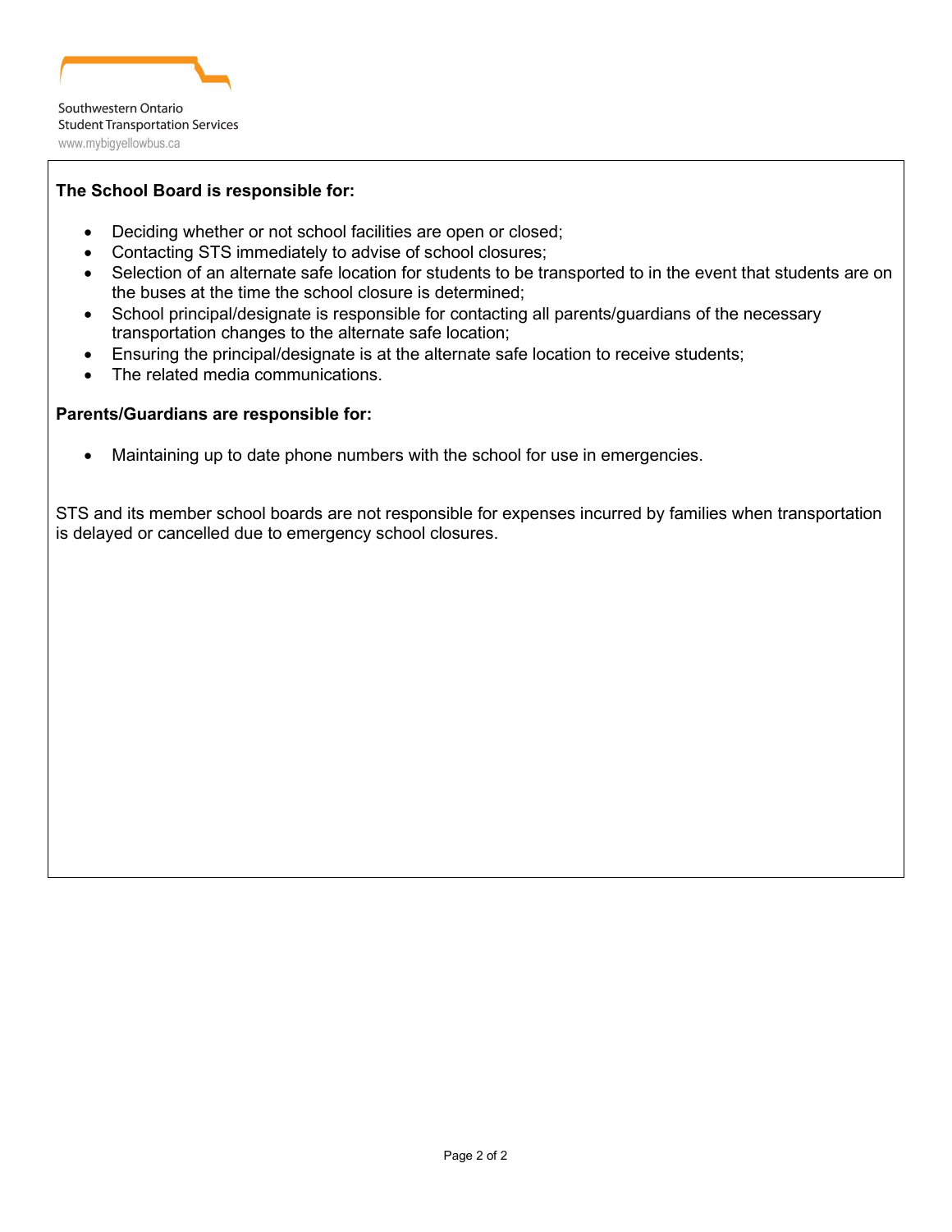**The School Board is responsible for:**

- Deciding whether or not school facilities are open or closed;
- Contacting STS immediately to advise of school closures;
- Selection of an alternate safe location for students to be transported to in the event that students are on the buses at the time the school closure is determined;
- School principal/designate is responsible for contacting all parents/guardians of the necessary transportation changes to the alternate safe location;
- Ensuring the principal/designate is at the alternate safe location to receive students;
- The related media communications.

**Parents/Guardians are responsible for:**

- Maintaining up to date phone numbers with the school for use in emergencies.

STS and its member school boards are not responsible for expenses incurred by families when transportation is delayed or cancelled due to emergency school closures.